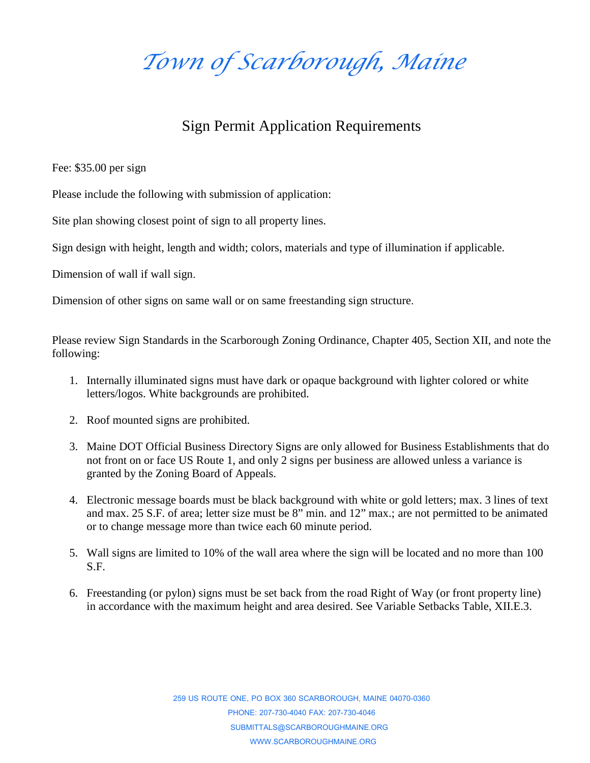# *Town of Scarborough, Maine*

## Sign Permit Application Requirements

Fee: $35.00 per sign

Please include the following with submission of application:

Site plan showing closest point of sign to all property lines.

Sign design with height, length and width; colors, materials and type of illumination if applicable.

Dimension of wall if wall sign.

Dimension of other signs on same wall or on same freestanding sign structure.

Please review Sign Standards in the Scarborough Zoning Ordinance, Chapter 405, Section XII, and note the following:

1. Internally illuminated signs must have dark or opaque background with lighter colored or white letters/logos. White backgrounds are prohibited.

2. Roof mounted signs are prohibited.

3. Maine DOT Official Business Directory Signs are only allowed for Business Establishments that do not front on or face US Route 1, and only 2 signs per business are allowed unless a variance is granted by the Zoning Board of Appeals.

4. Electronic message boards must be black background with white or gold letters; max. 3 lines of text and max. 25 S.F. of area; letter size must be 8" min. and 12" max.; are not permitted to be animated or to change message more than twice each 60 minute period.

5. Wall signs are limited to 10% of the wall area where the sign will be located and no more than 100 S.F.

6. Freestanding (or pylon) signs must be set back from the road Right of Way (or front property line) in accordance with the maximum height and area desired. See Variable Setbacks Table, XII.E.3.

259 US ROUTE ONE, PO BOX 360 SCARBOROUGH, MAINE 04070-0360
PHONE: 207-730-4040 FAX: 207-730-4046
SUBMITTALS@SCARBOROUGHMAINE.ORG
WWW.SCARBOROUGHMAINE.ORG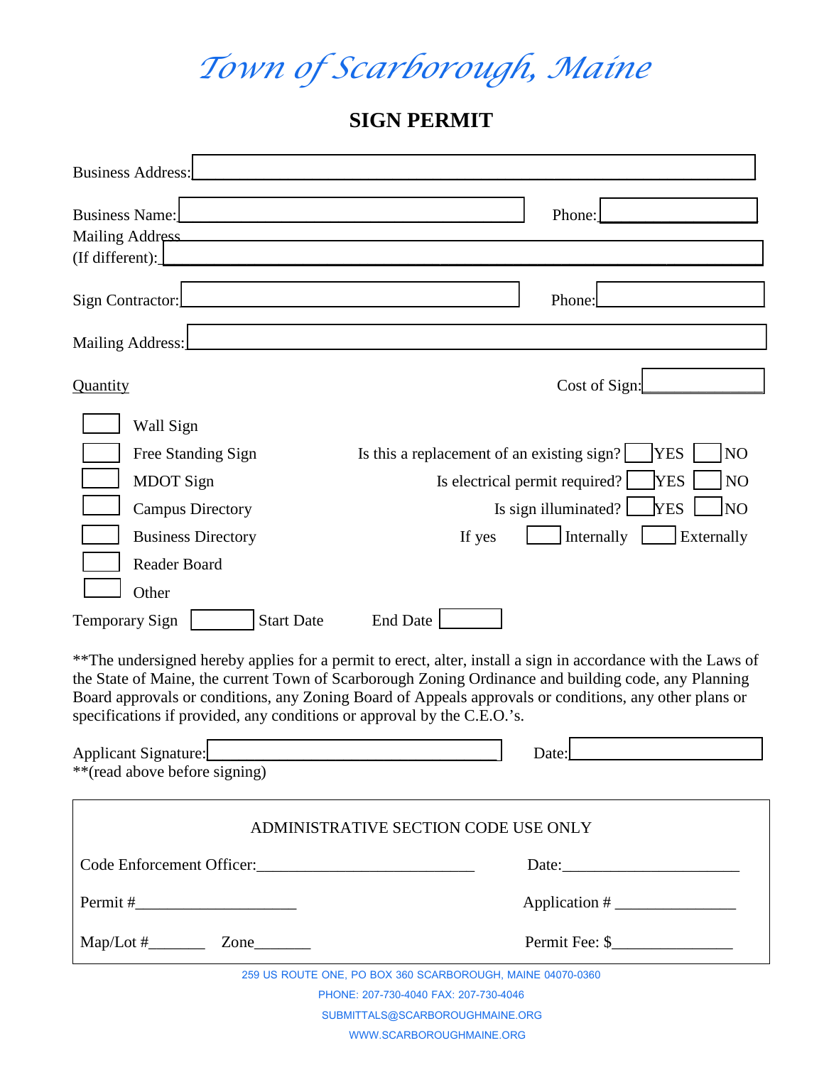# Town of Scarborough, Maine

## SIGN PERMIT

Business Address: \_\_\_\_\_\_\_\_\_\_\_\_\_\_\_\_\_\_\_\_\_\_\_\_\_\_\_\_\_\_\_\_\_\_\_\_\_\_\_\_

Business Name: \_\_\_\_\_\_\_\_\_\_\_\_\_\_\_\_\_\_\_\_\_\_\_\_ Phone: \_\_\_\_\_\_\_\_\_\_\_\_

Mailing Address (If different): \_\_\_\_\_\_\_\_\_\_\_\_\_\_\_\_\_\_\_\_\_\_\_\_\_\_\_\_\_\_\_\_

Sign Contractor: \_\_\_\_\_\_\_\_\_\_\_\_\_\_\_\_\_\_\_\_\_\_\_\_ Phone: \_\_\_\_\_\_\_\_\_\_\_\_

Mailing Address: \_\_\_\_\_\_\_\_\_\_\_\_\_\_\_\_\_\_\_\_\_\_\_\_\_\_\_\_\_\_\_\_\_\_\_\_\_\_\_\_

Quantity

Cost of Sign: \_\_\_\_\_\_\_\_\_\_\_\_

☐ Wall Sign

☐ Free Standing Sign

☐ MDOT Sign

☐ Campus Directory

☐ Business Directory

☐ Reader Board

☐ Other

Is this a replacement of an existing sign? ☐ YES ☐ NO

Is electrical permit required? ☐ YES ☐ NO

Is sign illuminated? ☐ YES ☐ NO

If yes ☐ Internally ☐ Externally

Temporary Sign ☐ Start Date End Date ☐

**The undersigned hereby applies for a permit to erect, alter, install a sign in accordance with the Laws of the State of Maine, the current Town of Scarborough Zoning Ordinance and building code, any Planning Board approvals or conditions, any Zoning Board of Appeals approvals or conditions, any other plans or specifications if provided, any conditions or approval by the C.E.O.'s.

Applicant Signature: \_\_\_\_\_\_\_\_\_\_\_\_\_\_\_\_\_\_\_\_\_\_\_\_\_\_\_\_\_\_\_\_\_\_\_\_ Date: \_\_\_\_\_\_\_\_\_\_\_\_

**(read above before signing)

ADMINISTRATIVE SECTION CODE USE ONLY

Code Enforcement Officer: \_\_\_\_\_\_\_\_\_\_\_\_\_\_\_\_\_\_\_\_\_\_\_\_\_\_\_ Date: \_\_\_\_\_\_\_\_\_\_\_\_\_\_\_\_\_\_\_\_\_\_

Permit # \_\_\_\_\_\_\_\_\_\_\_\_\_\_\_\_\_\_\_\_ Application # \_\_\_\_\_\_\_\_\_\_\_\_\_\_\_

Map/Lot # \_\_\_\_\_\_\_ Zone \_\_\_\_\_\_\_ Permit Fee: $ \_\_\_\_\_\_\_\_\_\_\_\_\_\_\_

259 US ROUTE ONE, PO BOX 360 SCARBOROUGH, MAINE 04070-0360

PHONE: 207-730-4040 FAX: 207-730-4046

SUBMITTALS@SCARBOROUGHMAINE.ORG

WWW.SCARBOROUGHMAINE.ORG